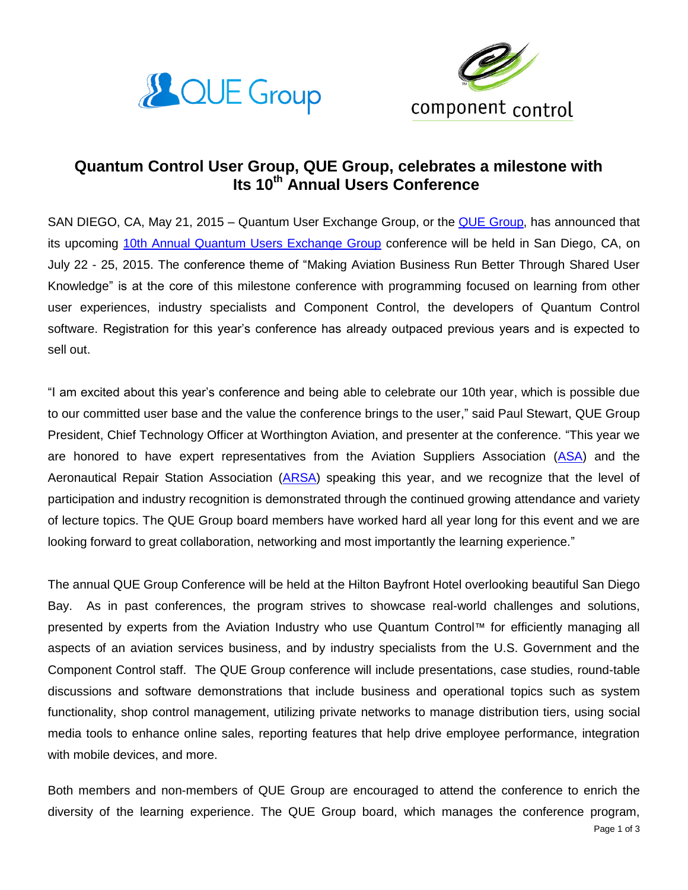# Quantum Control User Group, QUE Group, celebrates a milestone with Its 10th Annual Users Conference

SAN DIEGO, CA, May 21, 2015 – Quantum User Exchange Group, or the QUE Group, has announced that its upcoming 10th Annual Quantum Users Exchange Group conference will be held in San Diego, CA, on July 22 - 25, 2015. The conference theme of "Making Aviation Business Run Better Through Shared User Knowledge" is at the core of this milestone conference with programming focused on learning from other user experiences, industry specialists and Component Control, the developers of Quantum Control software. Registration for this year's conference has already outpaced previous years and is expected to sell out.

"I am excited about this year's conference and being able to celebrate our 10th year, which is possible due to our committed user base and the value the conference brings to the user," said Paul Stewart, QUE Group President, Chief Technology Officer at Worthington Aviation, and presenter at the conference. "This year we are honored to have expert representatives from the Aviation Suppliers Association (ASA) and the Aeronautical Repair Station Association (ARSA) speaking this year, and we recognize that the level of participation and industry recognition is demonstrated through the continued growing attendance and variety of lecture topics. The QUE Group board members have worked hard all year long for this event and we are looking forward to great collaboration, networking and most importantly the learning experience."

The annual QUE Group Conference will be held at the Hilton Bayfront Hotel overlooking beautiful San Diego Bay. As in past conferences, the program strives to showcase real-world challenges and solutions, presented by experts from the Aviation Industry who use Quantum Control™ for efficiently managing all aspects of an aviation services business, and by industry specialists from the U.S. Government and the Component Control staff. The QUE Group conference will include presentations, case studies, round-table discussions and software demonstrations that include business and operational topics such as system functionality, shop control management, utilizing private networks to manage distribution tiers, using social media tools to enhance online sales, reporting features that help drive employee performance, integration with mobile devices, and more.

Both members and non-members of QUE Group are encouraged to attend the conference to enrich the diversity of the learning experience. The QUE Group board, which manages the conference program,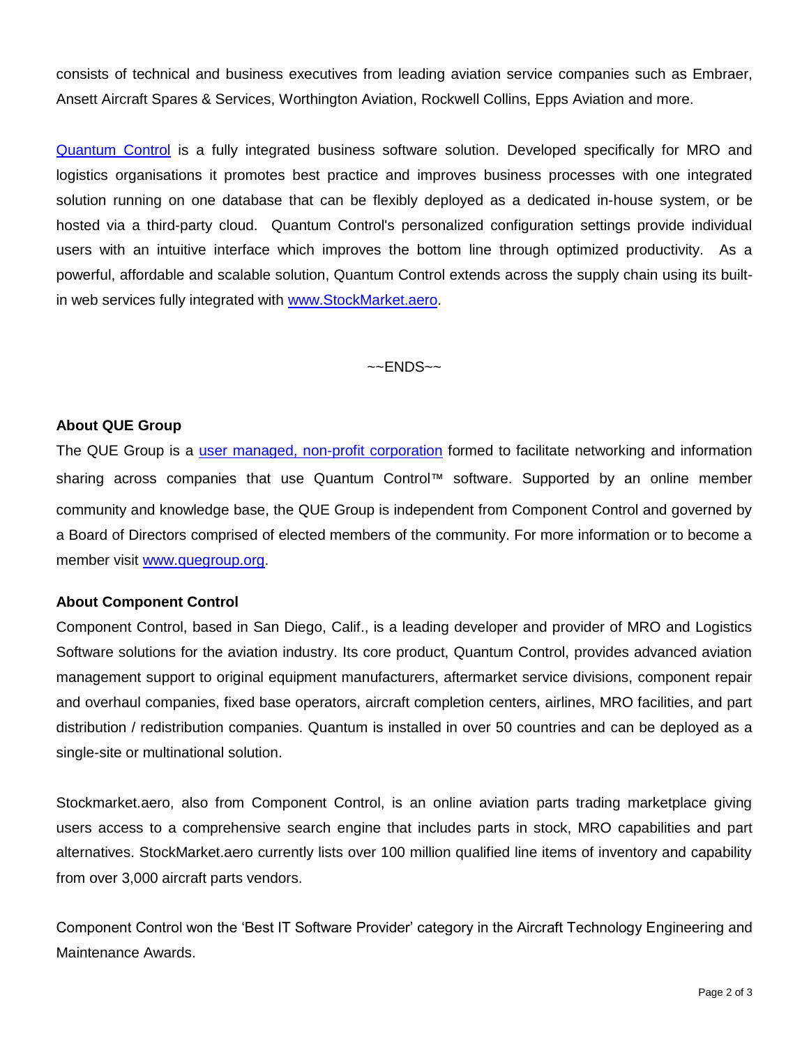consists of technical and business executives from leading aviation service companies such as Embraer, Ansett Aircraft Spares & Services, Worthington Aviation, Rockwell Collins, Epps Aviation and more.

Quantum Control is a fully integrated business software solution. Developed specifically for MRO and logistics organisations it promotes best practice and improves business processes with one integrated solution running on one database that can be flexibly deployed as a dedicated in-house system, or be hosted via a third-party cloud. Quantum Control's personalized configuration settings provide individual users with an intuitive interface which improves the bottom line through optimized productivity. As a powerful, affordable and scalable solution, Quantum Control extends across the supply chain using its built-in web services fully integrated with www.StockMarket.aero.

~~ENDS~~

**About QUE Group**

The QUE Group is a user managed, non-profit corporation formed to facilitate networking and information sharing across companies that use Quantum Control™ software. Supported by an online member community and knowledge base, the QUE Group is independent from Component Control and governed by a Board of Directors comprised of elected members of the community. For more information or to become a member visit www.quegroup.org.

**About Component Control**

Component Control, based in San Diego, Calif., is a leading developer and provider of MRO and Logistics Software solutions for the aviation industry. Its core product, Quantum Control, provides advanced aviation management support to original equipment manufacturers, aftermarket service divisions, component repair and overhaul companies, fixed base operators, aircraft completion centers, airlines, MRO facilities, and part distribution / redistribution companies. Quantum is installed in over 50 countries and can be deployed as a single-site or multinational solution.

Stockmarket.aero, also from Component Control, is an online aviation parts trading marketplace giving users access to a comprehensive search engine that includes parts in stock, MRO capabilities and part alternatives. StockMarket.aero currently lists over 100 million qualified line items of inventory and capability from over 3,000 aircraft parts vendors.

Component Control won the 'Best IT Software Provider' category in the Aircraft Technology Engineering and Maintenance Awards.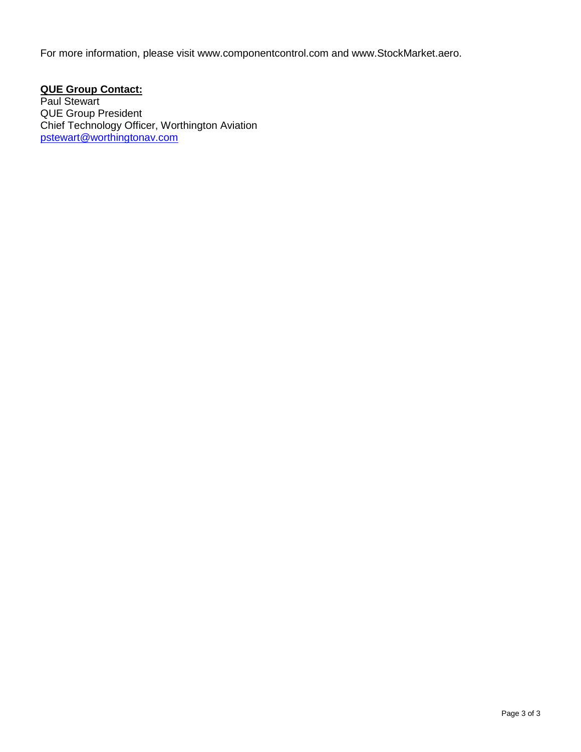For more information, please visit www.componentcontrol.com and www.StockMarket.aero.

**QUE Group Contact:**

Paul Stewart
QUE Group President
Chief Technology Officer, Worthington Aviation
pstewart@worthingtonav.com